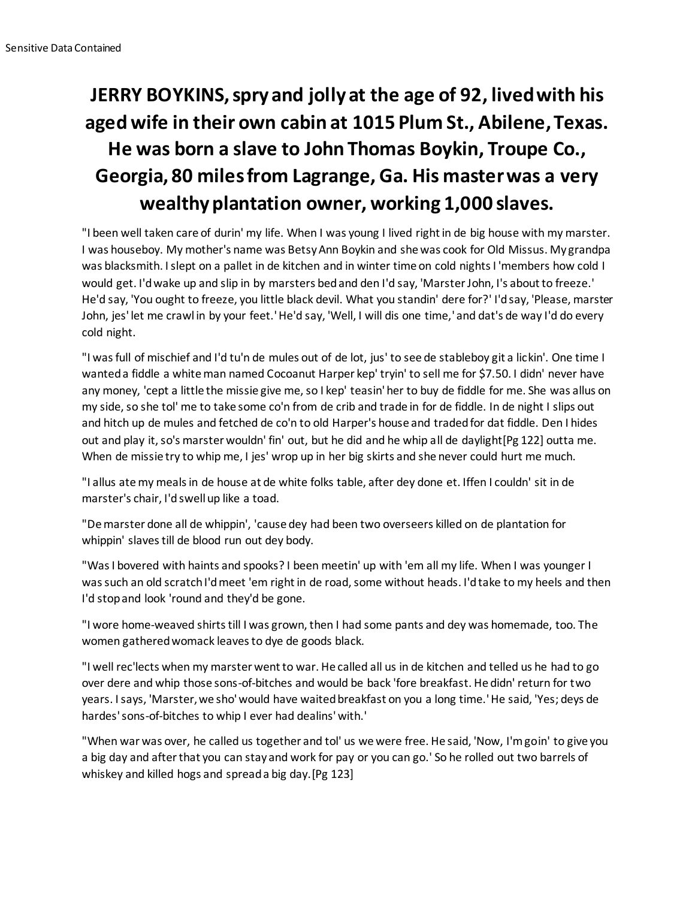# JERRY BOYKINS, spry and jolly at the age of 92, lived with his aged wife in their own cabin at 1015 Plum St., Abilene, Texas. He was born a slave to John Thomas Boykin, Troupe Co., Georgia, 80 miles from Lagrange, Ga. His master was a very wealthy plantation owner, working 1,000 slaves.

"I been well taken care of durin' my life. When I was young I lived right in de big house with my marster. I was houseboy. My mother's name was Betsy Ann Boykin and she was cook for Old Missus. My grandpa was blacksmith. I slept on a pallet in de kitchen and in winter time on cold nights I 'members how cold I would get. I'd wake up and slip in by marsters bed and den I'd say, 'Marster John, I's about to freeze.' He'd say, 'You ought to freeze, you little black devil. What you standin' dere for?' I'd say, 'Please, marster John, jes' let me crawl in by your feet.' He'd say, 'Well, I will dis one time,' and dat's de way I'd do every cold night.

"I was full of mischief and I'd tu'n de mules out of de lot, jus' to see de stableboy git a lickin'. One time I wanted a fiddle a white man named Cocoanut Harper kep' tryin' to sell me for $7.50. I didn' never have any money, 'cept a little the missie give me, so I kep' teasin' her to buy de fiddle for me. She was allus on my side, so she tol' me to take some co'n from de crib and trade in for de fiddle. In de night I slips out and hitch up de mules and fetched de co'n to old Harper's house and traded for dat fiddle. Den I hides out and play it, so's marster wouldn' fin' out, but he did and he whip all de daylight[Pg 122] outta me. When de missie try to whip me, I jes' wrop up in her big skirts and she never could hurt me much.

"I allus ate my meals in de house at de white folks table, after dey done et. Iffen I couldn' sit in de marster's chair, I'd swell up like a toad.

"De marster done all de whippin', 'cause dey had been two overseers killed on de plantation for whippin' slaves till de blood run out dey body.

"Was I bovered with haints and spooks? I been meetin' up with 'em all my life. When I was younger I was such an old scratch I'd meet 'em right in de road, some without heads. I'd take to my heels and then I'd stop and look 'round and they'd be gone.

"I wore home-weaved shirts till I was grown, then I had some pants and dey was homemade, too. The women gathered womack leaves to dye de goods black.

"I well rec'lects when my marster went to war. He called all us in de kitchen and telled us he had to go over dere and whip those sons-of-bitches and would be back 'fore breakfast. He didn' return for two years. I says, 'Marster, we sho' would have waited breakfast on you a long time.' He said, 'Yes; deys de hardes' sons-of-bitches to whip I ever had dealins' with.'

"When war was over, he called us together and tol' us we were free. He said, 'Now, I'm goin' to give you a big day and after that you can stay and work for pay or you can go.' So he rolled out two barrels of whiskey and killed hogs and spread a big day.[Pg 123]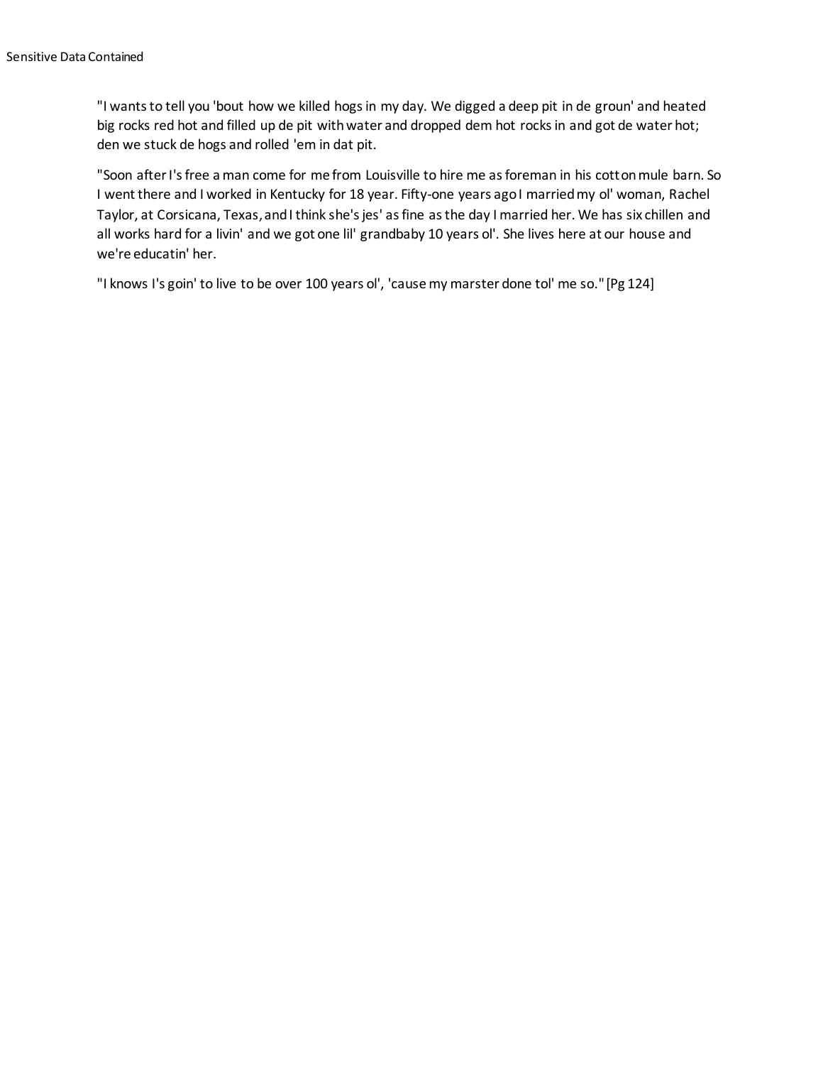"I wants to tell you 'bout how we killed hogs in my day. We digged a deep pit in de groun' and heated big rocks red hot and filled up de pit with water and dropped dem hot rocks in and got de water hot; den we stuck de hogs and rolled 'em in dat pit.

"Soon after I's free a man come for me from Louisville to hire me as foreman in his cotton mule barn. So I went there and I worked in Kentucky for 18 year. Fifty-one years ago I married my ol' woman, Rachel Taylor, at Corsicana, Texas, and I think she's jes' as fine as the day I married her. We has six chillen and all works hard for a livin' and we got one lil' grandbaby 10 years ol'. She lives here at our house and we're educatin' her.

"I knows I's goin' to live to be over 100 years ol', 'cause my marster done tol' me so." [Pg 124]